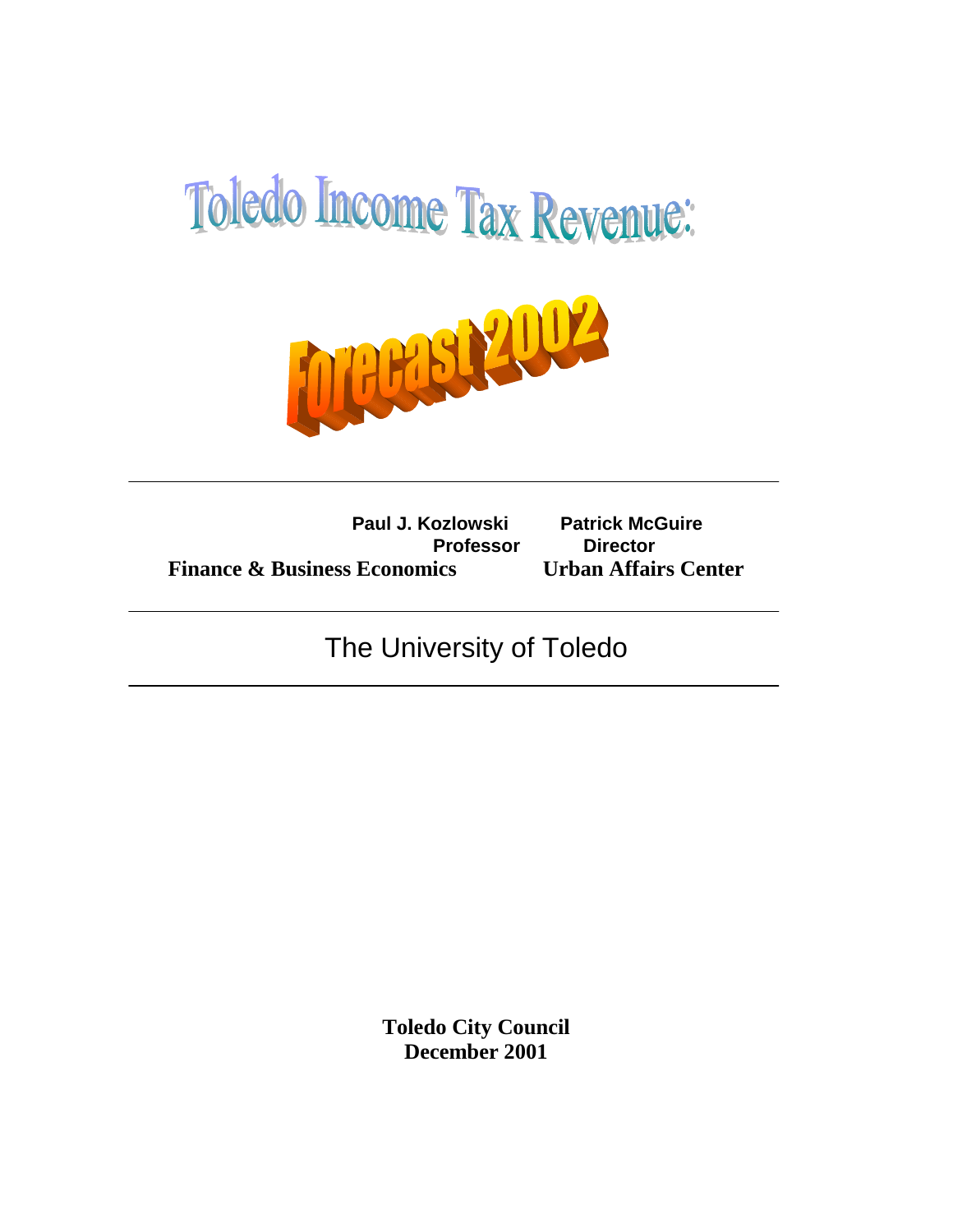# Toledo Income Tax Revenue:

# Forecast 2002

---

| **Paul J. Kozlowski** | **Patrick McGuire** |
|---|---|
| **Professor** | **Director** |
| **Finance & Business Economics** | **Urban Affairs Center** |

---

The University of Toledo

---

**Toledo City Council**
**December 2001**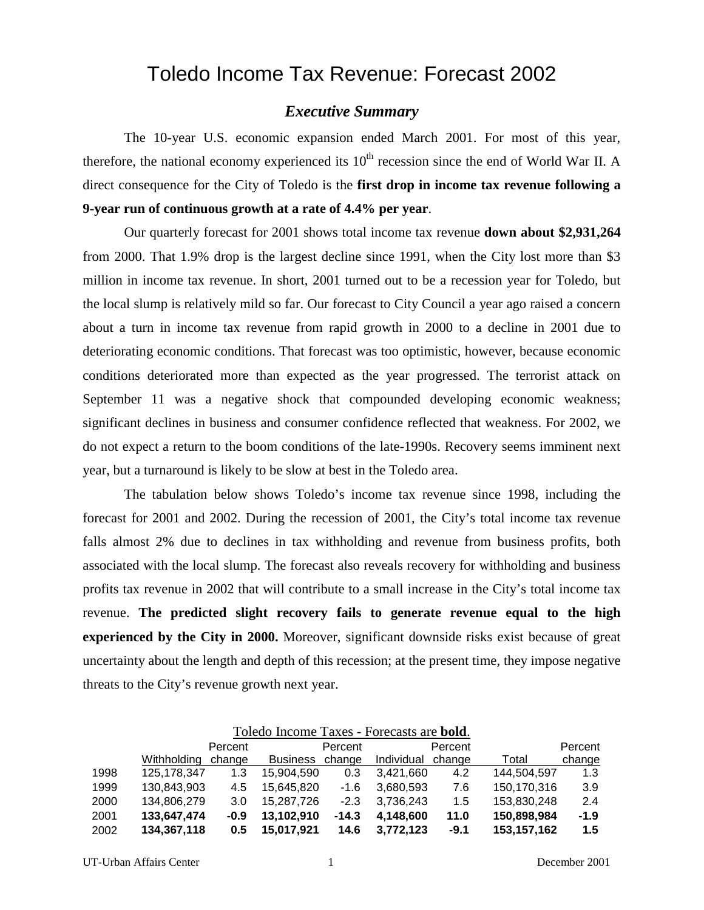# Toledo Income Tax Revenue: Forecast 2002

## *Executive Summary*

The 10-year U.S. economic expansion ended March 2001. For most of this year, therefore, the national economy experienced its 10th recession since the end of World War II. A direct consequence for the City of Toledo is the **first drop in income tax revenue following a 9-year run of continuous growth at a rate of 4.4% per year**.

Our quarterly forecast for 2001 shows total income tax revenue **down about $2,931,264** from 2000. That 1.9% drop is the largest decline since 1991, when the City lost more than $3 million in income tax revenue. In short, 2001 turned out to be a recession year for Toledo, but the local slump is relatively mild so far. Our forecast to City Council a year ago raised a concern about a turn in income tax revenue from rapid growth in 2000 to a decline in 2001 due to deteriorating economic conditions. That forecast was too optimistic, however, because economic conditions deteriorated more than expected as the year progressed. The terrorist attack on September 11 was a negative shock that compounded developing economic weakness; significant declines in business and consumer confidence reflected that weakness. For 2002, we do not expect a return to the boom conditions of the late-1990s. Recovery seems imminent next year, but a turnaround is likely to be slow at best in the Toledo area.

The tabulation below shows Toledo's income tax revenue since 1998, including the forecast for 2001 and 2002. During the recession of 2001, the City's total income tax revenue falls almost 2% due to declines in tax withholding and revenue from business profits, both associated with the local slump. The forecast also reveals recovery for withholding and business profits tax revenue in 2002 that will contribute to a small increase in the City's total income tax revenue. **The predicted slight recovery fails to generate revenue equal to the high experienced by the City in 2000.** Moreover, significant downside risks exist because of great uncertainty about the length and depth of this recession; at the present time, they impose negative threats to the City's revenue growth next year.

Toledo Income Taxes - Forecasts are **bold**.

| | Withholding | Percent change | Business | Percent change | Individual | Percent change | Total | Percent change |
|---|---|---|---|---|---|---|---|---|
| 1998 | 125,178,347 | 1.3 | 15,904,590 | 0.3 | 3,421,660 | 4.2 | 144,504,597 | 1.3 |
| 1999 | 130,843,903 | 4.5 | 15,645,820 | -1.6 | 3,680,593 | 7.6 | 150,170,316 | 3.9 |
| 2000 | 134,806,279 | 3.0 | 15,287,726 | -2.3 | 3,736,243 | 1.5 | 153,830,248 | 2.4 |
| 2001 | **133,647,474** | **-0.9** | **13,102,910** | **-14.3** | **4,148,600** | **11.0** | **150,898,984** | **-1.9** |
| 2002 | **134,367,118** | **0.5** | **15,017,921** | **14.6** | **3,772,123** | **-9.1** | **153,157,162** | **1.5** |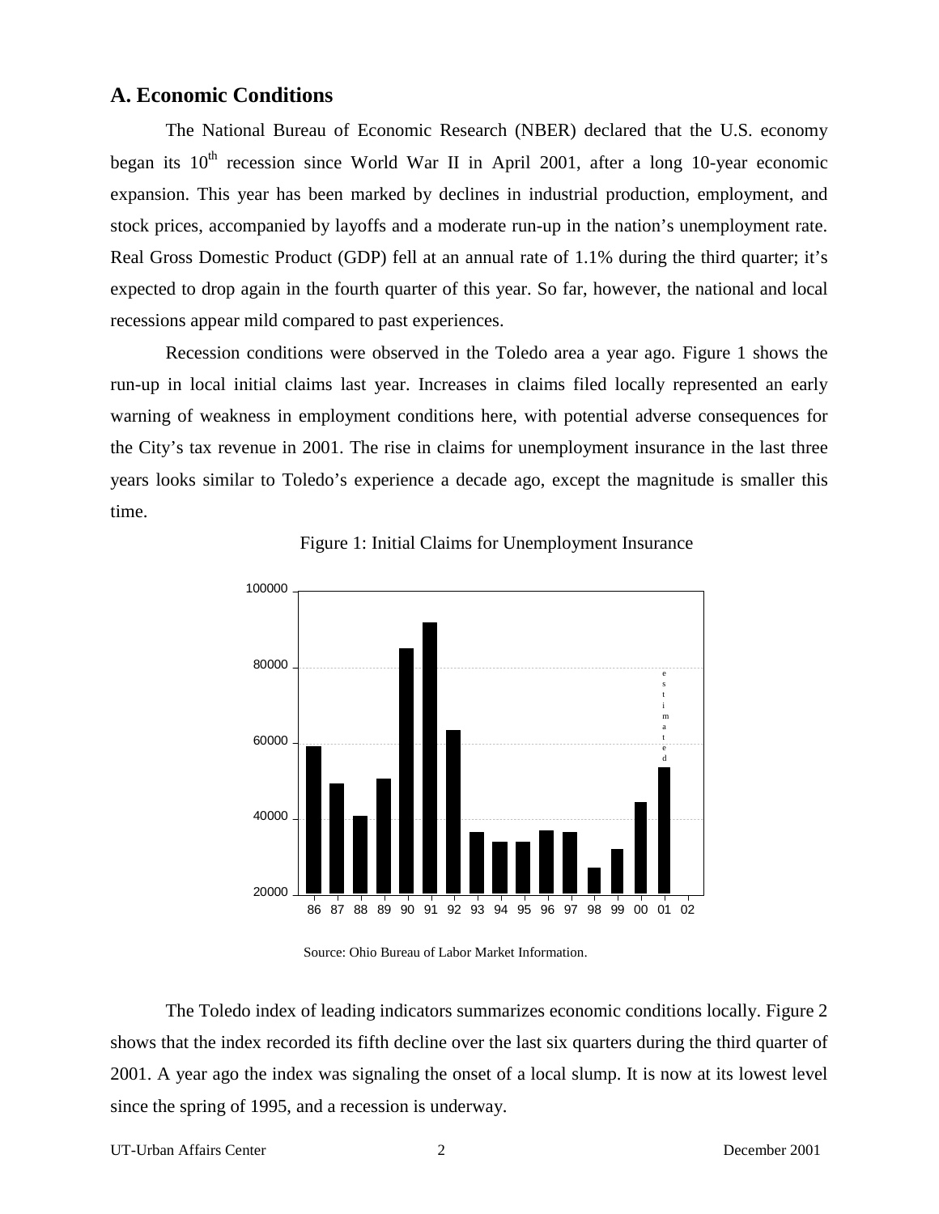## A. Economic Conditions

The National Bureau of Economic Research (NBER) declared that the U.S. economy began its 10th recession since World War II in April 2001, after a long 10-year economic expansion. This year has been marked by declines in industrial production, employment, and stock prices, accompanied by layoffs and a moderate run-up in the nation's unemployment rate. Real Gross Domestic Product (GDP) fell at an annual rate of 1.1% during the third quarter; it's expected to drop again in the fourth quarter of this year. So far, however, the national and local recessions appear mild compared to past experiences.

Recession conditions were observed in the Toledo area a year ago. Figure 1 shows the run-up in local initial claims last year. Increases in claims filed locally represented an early warning of weakness in employment conditions here, with potential adverse consequences for the City's tax revenue in 2001. The rise in claims for unemployment insurance in the last three years looks similar to Toledo's experience a decade ago, except the magnitude is smaller this time.

Figure 1: Initial Claims for Unemployment Insurance

Source: Ohio Bureau of Labor Market Information.

The Toledo index of leading indicators summarizes economic conditions locally. Figure 2 shows that the index recorded its fifth decline over the last six quarters during the third quarter of 2001. A year ago the index was signaling the onset of a local slump. It is now at its lowest level since the spring of 1995, and a recession is underway.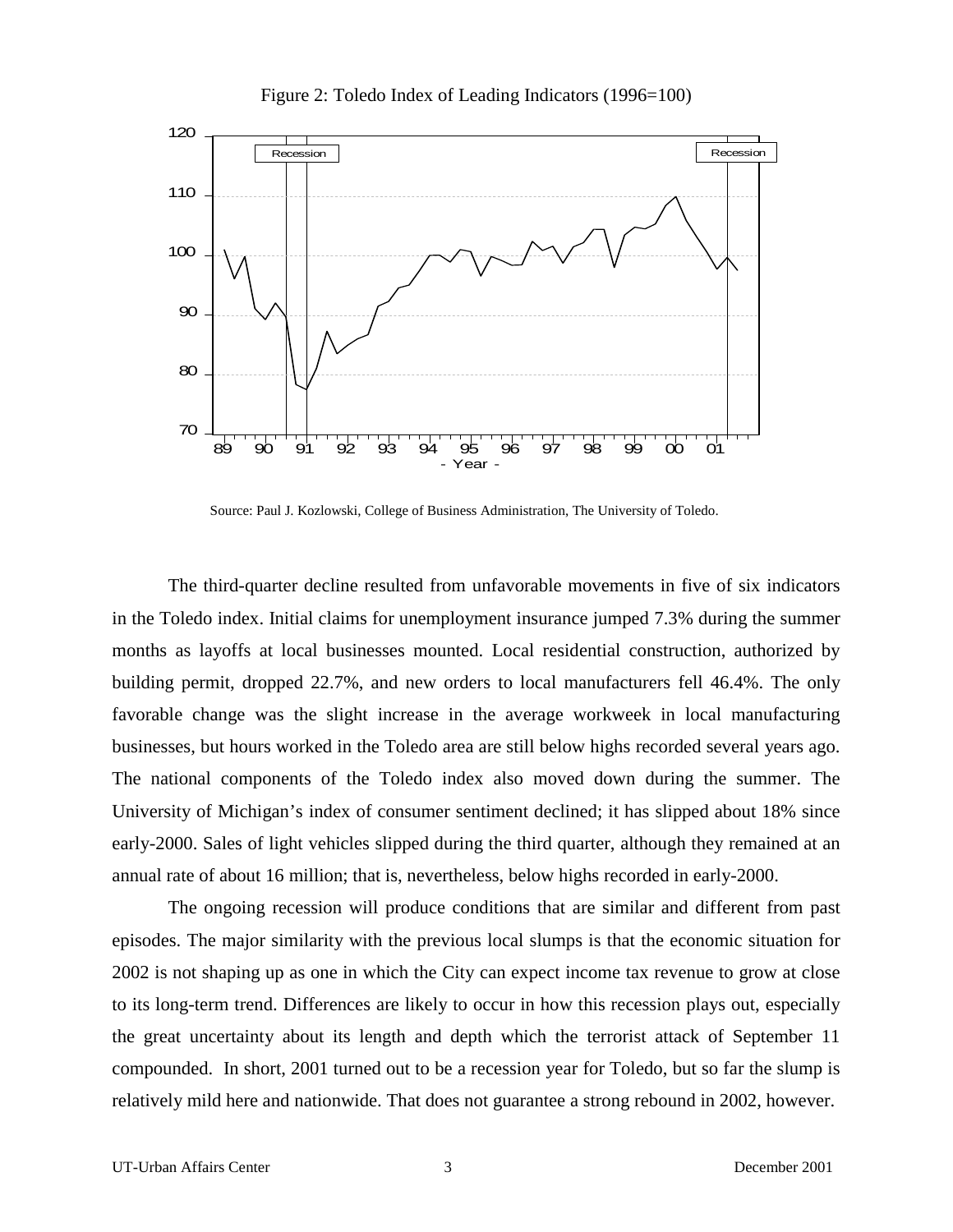Figure 2: Toledo Index of Leading Indicators (1996=100)

Source: Paul J. Kozlowski, College of Business Administration, The University of Toledo.

The third-quarter decline resulted from unfavorable movements in five of six indicators in the Toledo index. Initial claims for unemployment insurance jumped 7.3% during the summer months as layoffs at local businesses mounted. Local residential construction, authorized by building permit, dropped 22.7%, and new orders to local manufacturers fell 46.4%. The only favorable change was the slight increase in the average workweek in local manufacturing businesses, but hours worked in the Toledo area are still below highs recorded several years ago. The national components of the Toledo index also moved down during the summer. The University of Michigan's index of consumer sentiment declined; it has slipped about 18% since early-2000. Sales of light vehicles slipped during the third quarter, although they remained at an annual rate of about 16 million; that is, nevertheless, below highs recorded in early-2000.

The ongoing recession will produce conditions that are similar and different from past episodes. The major similarity with the previous local slumps is that the economic situation for 2002 is not shaping up as one in which the City can expect income tax revenue to grow at close to its long-term trend. Differences are likely to occur in how this recession plays out, especially the great uncertainty about its length and depth which the terrorist attack of September 11 compounded. In short, 2001 turned out to be a recession year for Toledo, but so far the slump is relatively mild here and nationwide. That does not guarantee a strong rebound in 2002, however.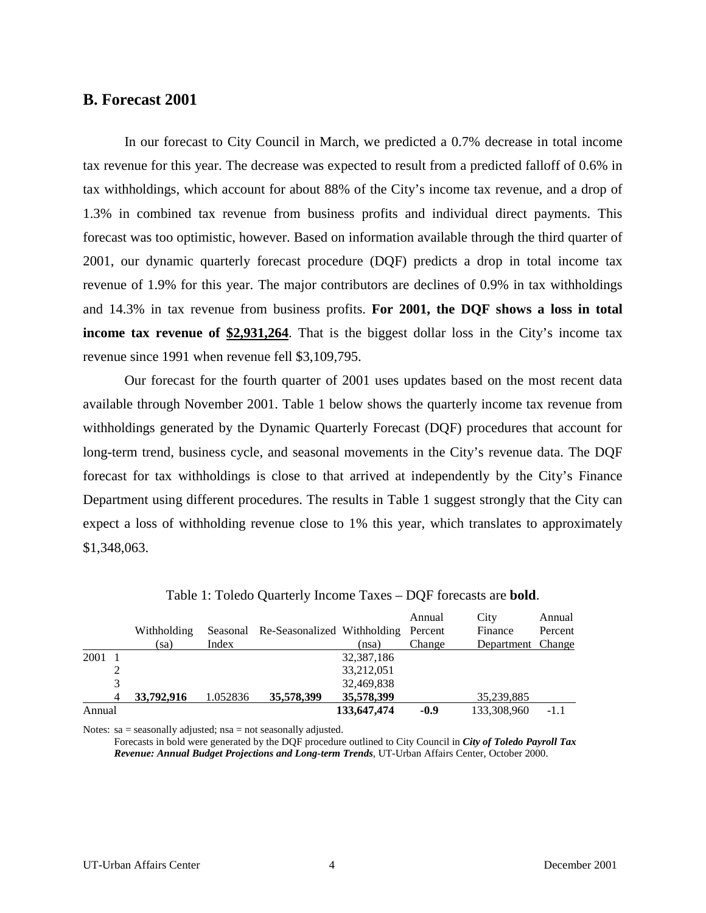## B. Forecast 2001

In our forecast to City Council in March, we predicted a 0.7% decrease in total income tax revenue for this year. The decrease was expected to result from a predicted falloff of 0.6% in tax withholdings, which account for about 88% of the City's income tax revenue, and a drop of 1.3% in combined tax revenue from business profits and individual direct payments. This forecast was too optimistic, however. Based on information available through the third quarter of 2001, our dynamic quarterly forecast procedure (DQF) predicts a drop in total income tax revenue of 1.9% for this year. The major contributors are declines of 0.9% in tax withholdings and 14.3% in tax revenue from business profits. **For 2001, the DQF shows a loss in total income tax revenue of <u>$2,931,264</u>**. That is the biggest dollar loss in the City's income tax revenue since 1991 when revenue fell $3,109,795.

Our forecast for the fourth quarter of 2001 uses updates based on the most recent data available through November 2001. Table 1 below shows the quarterly income tax revenue from withholdings generated by the Dynamic Quarterly Forecast (DQF) procedures that account for long-term trend, business cycle, and seasonal movements in the City's revenue data. The DQF forecast for tax withholdings is close to that arrived at independently by the City's Finance Department using different procedures. The results in Table 1 suggest strongly that the City can expect a loss of withholding revenue close to 1% this year, which translates to approximately $1,348,063.

Table 1: Toledo Quarterly Income Taxes – DQF forecasts are **bold**.

| | | Withholding (sa) | Seasonal Index | Re-Seasonalized | Withholding (nsa) | Annual Percent Change | City Finance Department | Annual Percent Change |
|---|---|---|---|---|---|---|---|---|
| 2001 | 1 | | | | 32,387,186 | | | |
| | 2 | | | | 33,212,051 | | | |
| | 3 | | | | 32,469,838 | | | |
| | 4 | **33,792,916** | 1.052836 | **35,578,399** | **35,578,399** | | 35,239,885 | |
| Annual | | | | | **133,647,474** | **-0.9** | 133,308,960 | -1.1 |

Notes: sa = seasonally adjusted; nsa = not seasonally adjusted.
Forecasts in bold were generated by the DQF procedure outlined to City Council in ***City of Toledo Payroll Tax Revenue: Annual Budget Projections and Long-term Trends***, UT-Urban Affairs Center, October 2000.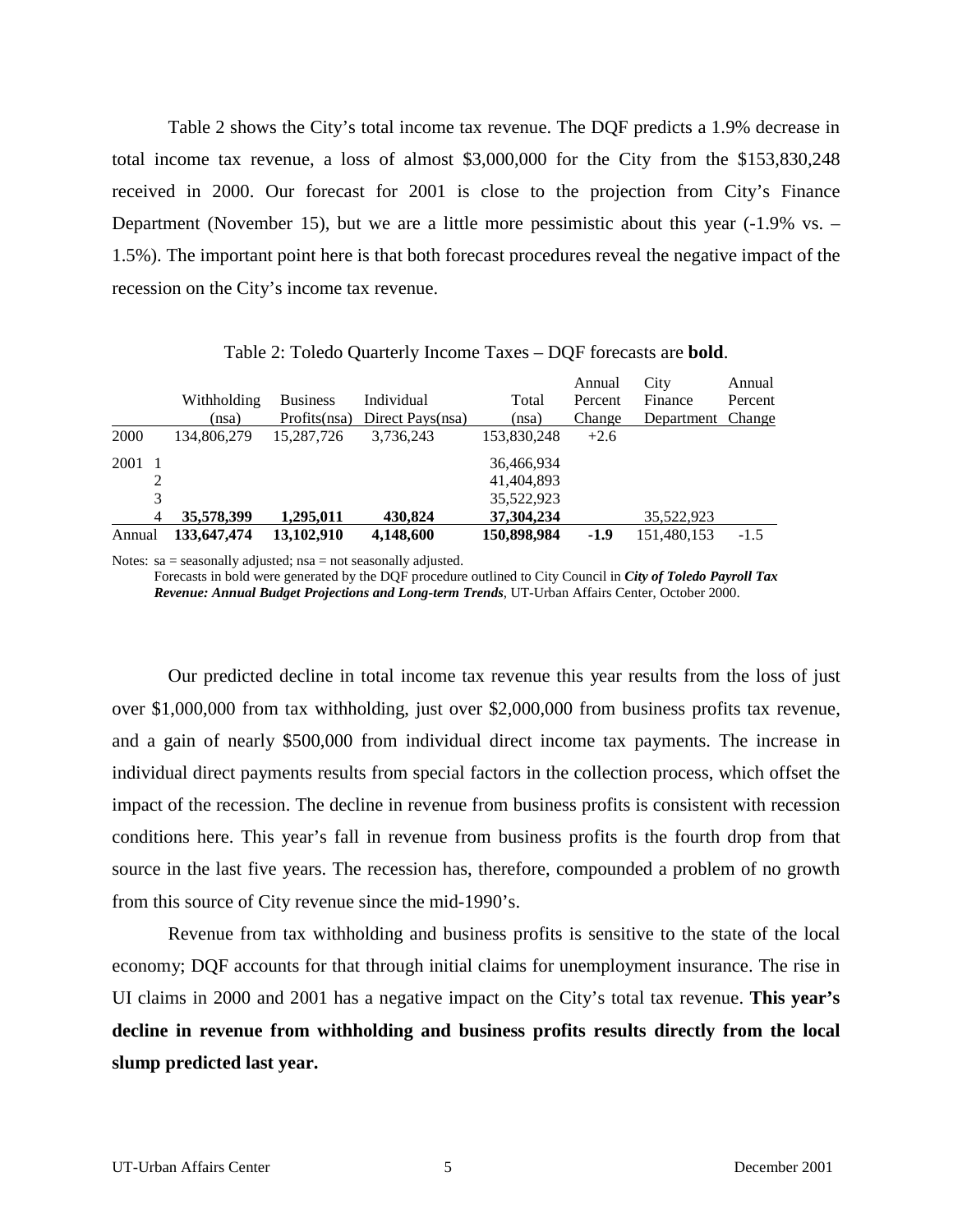Table 2 shows the City's total income tax revenue. The DQF predicts a 1.9% decrease in total income tax revenue, a loss of almost $3,000,000 for the City from the $153,830,248 received in 2000. Our forecast for 2001 is close to the projection from City's Finance Department (November 15), but we are a little more pessimistic about this year (-1.9% vs. –1.5%). The important point here is that both forecast procedures reveal the negative impact of the recession on the City's income tax revenue.

Table 2: Toledo Quarterly Income Taxes – DQF forecasts are **bold**.

| | | Withholding (nsa) | Business Profits(nsa) | Individual Direct Pays(nsa) | Total (nsa) | Annual Percent Change | City Finance Department | Annual Percent Change |
|---|---|---|---|---|---|---|---|---|
| 2000 | | 134,806,279 | 15,287,726 | 3,736,243 | 153,830,248 | +2.6 | | |
| 2001 | 1 | | | | 36,466,934 | | | |
| | 2 | | | | 41,404,893 | | | |
| | 3 | | | | 35,522,923 | | | |
| | 4 | **35,578,399** | **1,295,011** | **430,824** | **37,304,234** | | 35,522,923 | |
| Annual | | **133,647,474** | **13,102,910** | **4,148,600** | **150,898,984** | **-1.9** | 151,480,153 | -1.5 |

Notes: sa = seasonally adjusted; nsa = not seasonally adjusted.
Forecasts in bold were generated by the DQF procedure outlined to City Council in ***City of Toledo Payroll Tax Revenue: Annual Budget Projections and Long-term Trends***, UT-Urban Affairs Center, October 2000.

Our predicted decline in total income tax revenue this year results from the loss of just over $1,000,000 from tax withholding, just over $2,000,000 from business profits tax revenue, and a gain of nearly $500,000 from individual direct income tax payments. The increase in individual direct payments results from special factors in the collection process, which offset the impact of the recession. The decline in revenue from business profits is consistent with recession conditions here. This year's fall in revenue from business profits is the fourth drop from that source in the last five years. The recession has, therefore, compounded a problem of no growth from this source of City revenue since the mid-1990's.

Revenue from tax withholding and business profits is sensitive to the state of the local economy; DQF accounts for that through initial claims for unemployment insurance. The rise in UI claims in 2000 and 2001 has a negative impact on the City's total tax revenue. **This year's decline in revenue from withholding and business profits results directly from the local slump predicted last year.**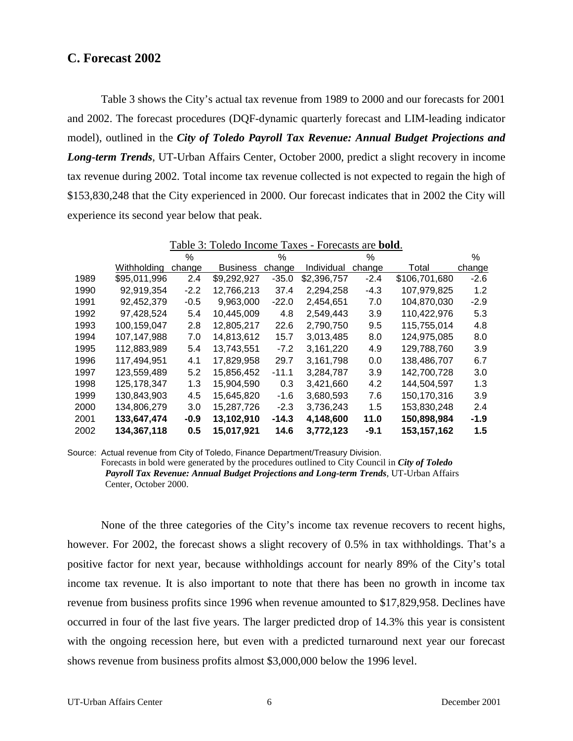## C. Forecast 2002

Table 3 shows the City's actual tax revenue from 1989 to 2000 and our forecasts for 2001 and 2002. The forecast procedures (DQF-dynamic quarterly forecast and LIM-leading indicator model), outlined in the ***City of Toledo Payroll Tax Revenue: Annual Budget Projections and Long-term Trends***, UT-Urban Affairs Center, October 2000, predict a slight recovery in income tax revenue during 2002. Total income tax revenue collected is not expected to regain the high of $153,830,248 that the City experienced in 2000. Our forecast indicates that in 2002 the City will experience its second year below that peak.

Table 3: Toledo Income Taxes - Forecasts are **bold**.

| | Withholding | % change | Business | % change | Individual | % change | Total | % change |
|---|---|---|---|---|---|---|---|---|
| 1989 | $95,011,996 | 2.4 | $9,292,927 | -35.0 | $2,396,757 | -2.4 | $106,701,680 | -2.6 |
| 1990 | 92,919,354 | -2.2 | 12,766,213 | 37.4 | 2,294,258 | -4.3 | 107,979,825 | 1.2 |
| 1991 | 92,452,379 | -0.5 | 9,963,000 | -22.0 | 2,454,651 | 7.0 | 104,870,030 | -2.9 |
| 1992 | 97,428,524 | 5.4 | 10,445,009 | 4.8 | 2,549,443 | 3.9 | 110,422,976 | 5.3 |
| 1993 | 100,159,047 | 2.8 | 12,805,217 | 22.6 | 2,790,750 | 9.5 | 115,755,014 | 4.8 |
| 1994 | 107,147,988 | 7.0 | 14,813,612 | 15.7 | 3,013,485 | 8.0 | 124,975,085 | 8.0 |
| 1995 | 112,883,989 | 5.4 | 13,743,551 | -7.2 | 3,161,220 | 4.9 | 129,788,760 | 3.9 |
| 1996 | 117,494,951 | 4.1 | 17,829,958 | 29.7 | 3,161,798 | 0.0 | 138,486,707 | 6.7 |
| 1997 | 123,559,489 | 5.2 | 15,856,452 | -11.1 | 3,284,787 | 3.9 | 142,700,728 | 3.0 |
| 1998 | 125,178,347 | 1.3 | 15,904,590 | 0.3 | 3,421,660 | 4.2 | 144,504,597 | 1.3 |
| 1999 | 130,843,903 | 4.5 | 15,645,820 | -1.6 | 3,680,593 | 7.6 | 150,170,316 | 3.9 |
| 2000 | 134,806,279 | 3.0 | 15,287,726 | -2.3 | 3,736,243 | 1.5 | 153,830,248 | 2.4 |
| 2001 | **133,647,474** | **-0.9** | **13,102,910** | **-14.3** | **4,148,600** | **11.0** | **150,898,984** | **-1.9** |
| 2002 | **134,367,118** | **0.5** | **15,017,921** | **14.6** | **3,772,123** | **-9.1** | **153,157,162** | **1.5** |

Source: Actual revenue from City of Toledo, Finance Department/Treasury Division.
Forecasts in bold were generated by the procedures outlined to City Council in ***City of Toledo Payroll Tax Revenue: Annual Budget Projections and Long-term Trends***, UT-Urban Affairs Center, October 2000.

None of the three categories of the City's income tax revenue recovers to recent highs, however. For 2002, the forecast shows a slight recovery of 0.5% in tax withholdings. That's a positive factor for next year, because withholdings account for nearly 89% of the City's total income tax revenue. It is also important to note that there has been no growth in income tax revenue from business profits since 1996 when revenue amounted to $17,829,958. Declines have occurred in four of the last five years. The larger predicted drop of 14.3% this year is consistent with the ongoing recession here, but even with a predicted turnaround next year our forecast shows revenue from business profits almost $3,000,000 below the 1996 level.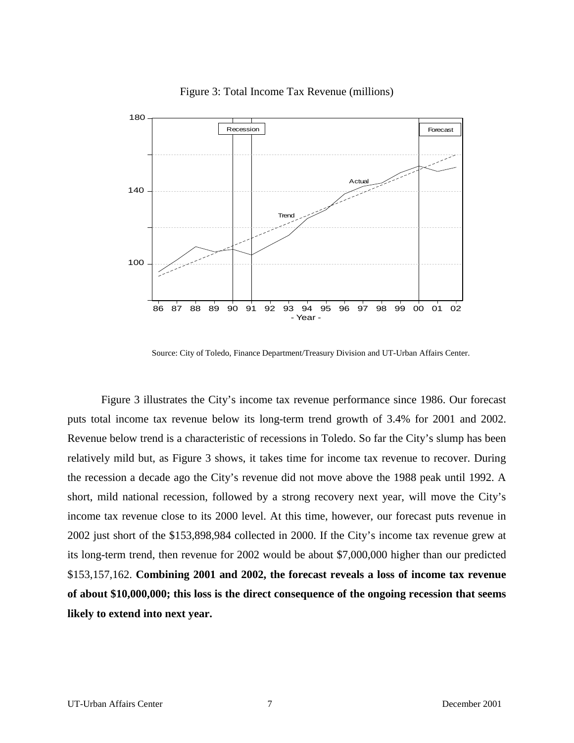Figure 3: Total Income Tax Revenue (millions)

Source: City of Toledo, Finance Department/Treasury Division and UT-Urban Affairs Center.

Figure 3 illustrates the City's income tax revenue performance since 1986. Our forecast puts total income tax revenue below its long-term trend growth of 3.4% for 2001 and 2002. Revenue below trend is a characteristic of recessions in Toledo. So far the City's slump has been relatively mild but, as Figure 3 shows, it takes time for income tax revenue to recover. During the recession a decade ago the City's revenue did not move above the 1988 peak until 1992. A short, mild national recession, followed by a strong recovery next year, will move the City's income tax revenue close to its 2000 level. At this time, however, our forecast puts revenue in 2002 just short of the $153,898,984 collected in 2000. If the City's income tax revenue grew at its long-term trend, then revenue for 2002 would be about $7,000,000 higher than our predicted $153,157,162. **Combining 2001 and 2002, the forecast reveals a loss of income tax revenue of about $10,000,000; this loss is the direct consequence of the ongoing recession that seems likely to extend into next year.**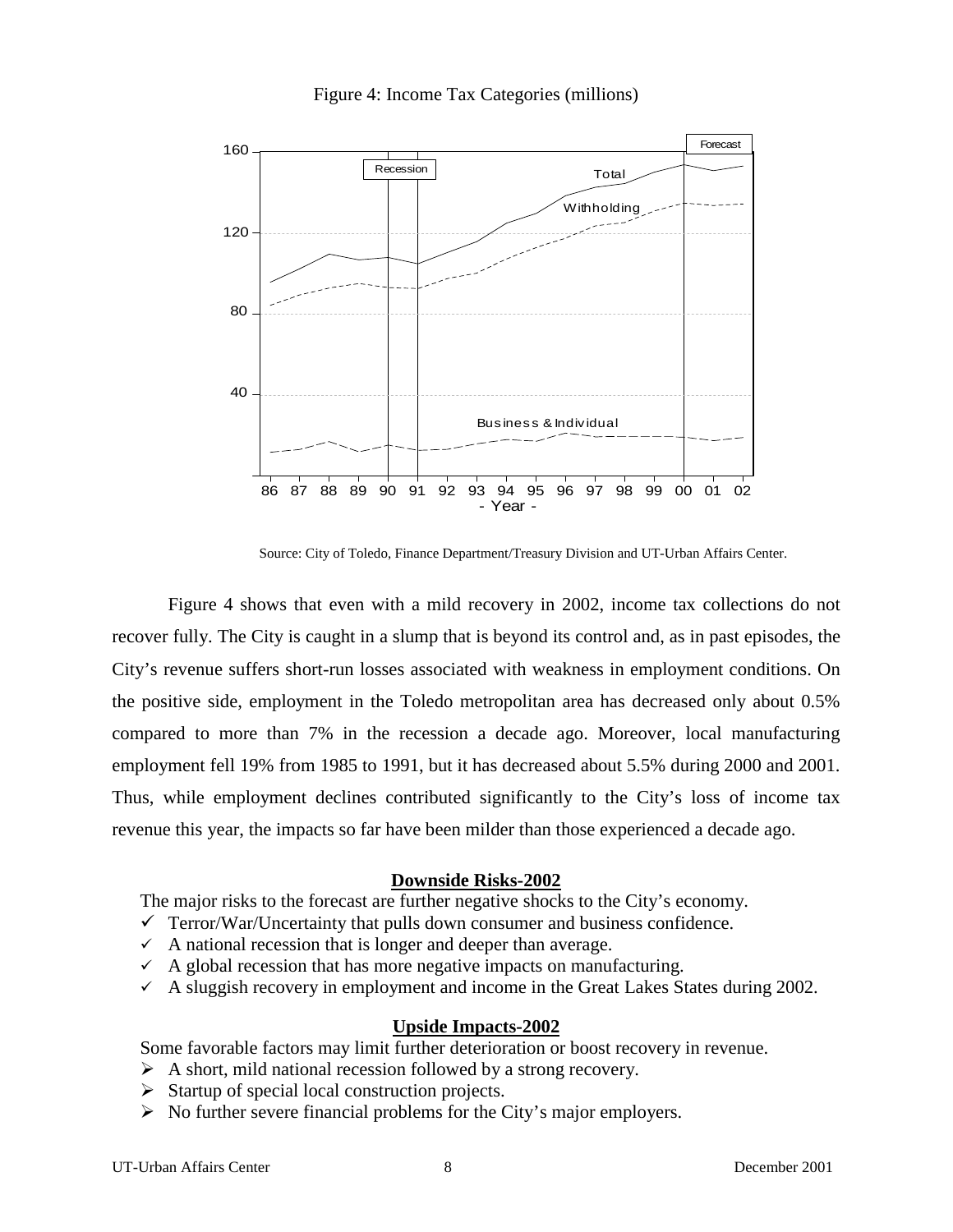Figure 4: Income Tax Categories (millions)

Forecast

Recession

160

120

80

40

Total

Withholding

Business & Individual

86 87 88 89 90 91 92 93 94 95 96 97 98 99 00 01 02

- Year -

Source: City of Toledo, Finance Department/Treasury Division and UT-Urban Affairs Center.

Figure 4 shows that even with a mild recovery in 2002, income tax collections do not recover fully. The City is caught in a slump that is beyond its control and, as in past episodes, the City's revenue suffers short-run losses associated with weakness in employment conditions. On the positive side, employment in the Toledo metropolitan area has decreased only about 0.5% compared to more than 7% in the recession a decade ago. Moreover, local manufacturing employment fell 19% from 1985 to 1991, but it has decreased about 5.5% during 2000 and 2001. Thus, while employment declines contributed significantly to the City's loss of income tax revenue this year, the impacts so far have been milder than those experienced a decade ago.

## Downside Risks-2002

The major risks to the forecast are further negative shocks to the City's economy.

- ✓ Terror/War/Uncertainty that pulls down consumer and business confidence.
- ✓ A national recession that is longer and deeper than average.
- ✓ A global recession that has more negative impacts on manufacturing.
- ✓ A sluggish recovery in employment and income in the Great Lakes States during 2002.

## Upside Impacts-2002

Some favorable factors may limit further deterioration or boost recovery in revenue.

- ➢ A short, mild national recession followed by a strong recovery.
- ➢ Startup of special local construction projects.
- ➢ No further severe financial problems for the City's major employers.